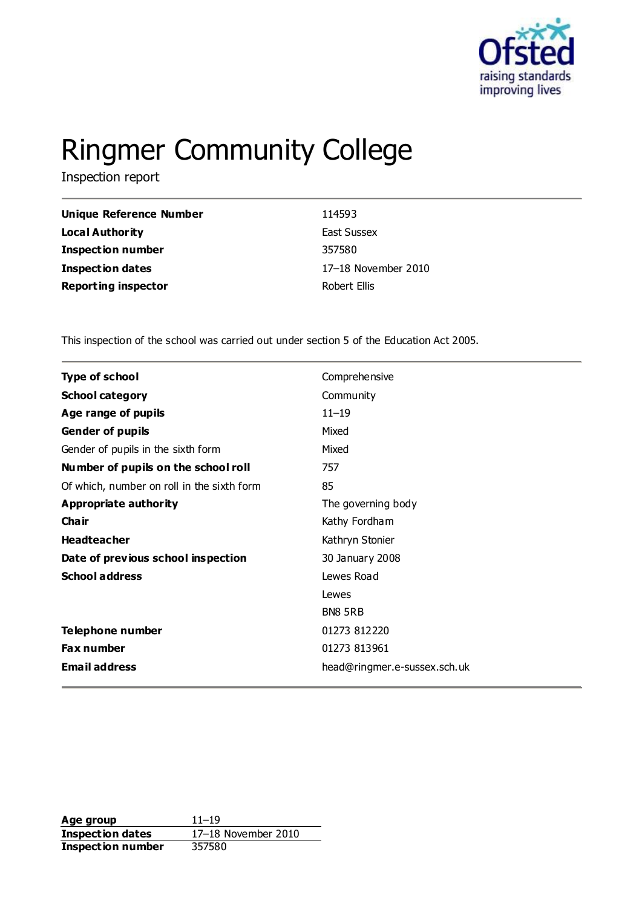# Ringmer Community College

Inspection report

| | |
|---|---|
| **Unique Reference Number** | 114593 |
| **Local Authority** | East Sussex |
| **Inspection number** | 357580 |
| **Inspection dates** | 17–18 November 2010 |
| **Reporting inspector** | Robert Ellis |

This inspection of the school was carried out under section 5 of the Education Act 2005.

| | |
|---|---|
| **Type of school** | Comprehensive |
| **School category** | Community |
| **Age range of pupils** | 11–19 |
| **Gender of pupils** | Mixed |
| Gender of pupils in the sixth form | Mixed |
| **Number of pupils on the school roll** | 757 |
| Of which, number on roll in the sixth form | 85 |
| **Appropriate authority** | The governing body |
| **Chair** | Kathy Fordham |
| **Headteacher** | Kathryn Stonier |
| **Date of previous school inspection** | 30 January 2008 |
| **School address** | Lewes Road<br>Lewes<br>BN8 5RB |
| **Telephone number** | 01273 812220 |
| **Fax number** | 01273 813961 |
| **Email address** | head@ringmer.e-sussex.sch.uk |

| | |
|---|---|
| **Age group** | 11–19 |
| **Inspection dates** | 17–18 November 2010 |
| **Inspection number** | 357580 |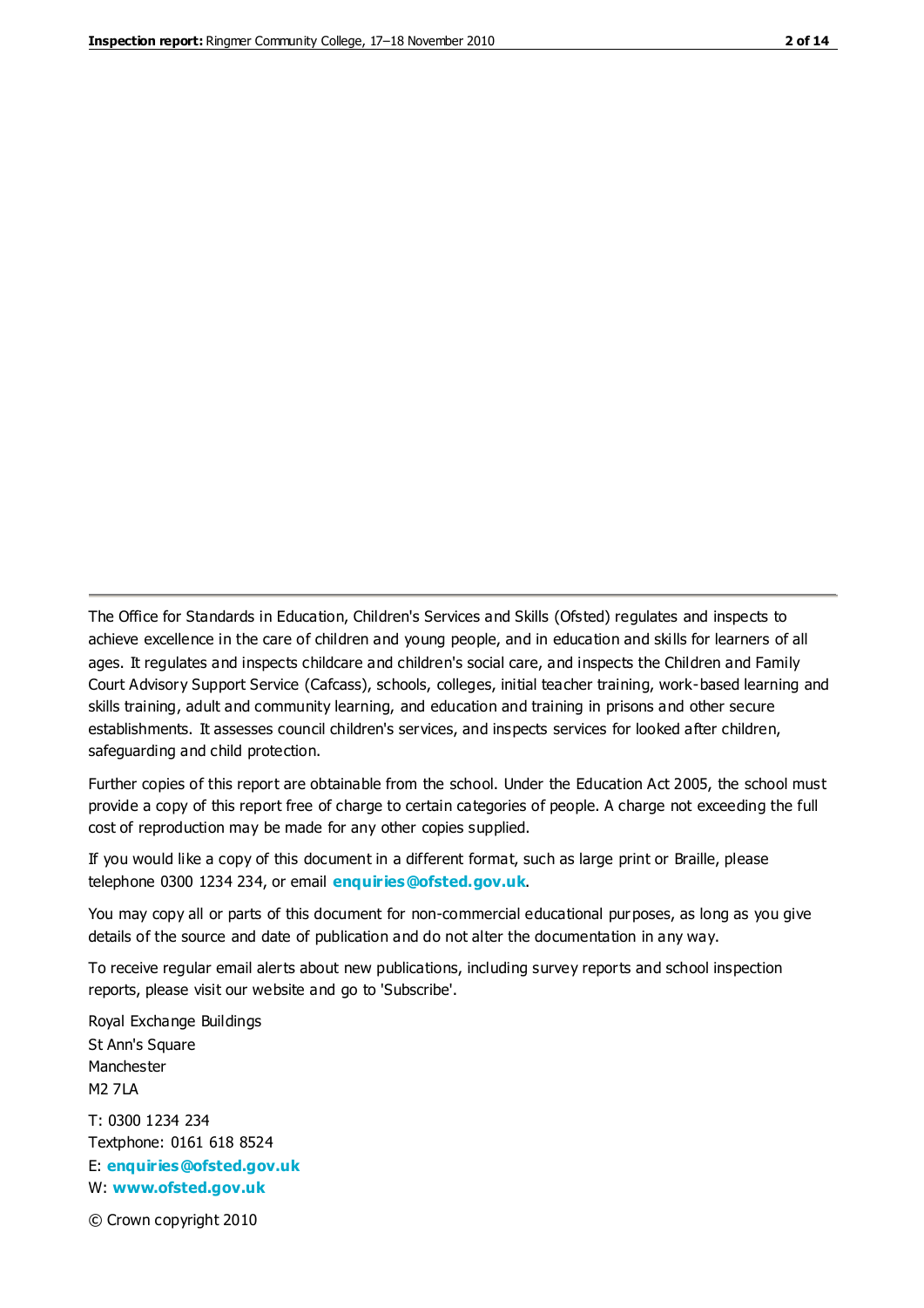The Office for Standards in Education, Children's Services and Skills (Ofsted) regulates and inspects to achieve excellence in the care of children and young people, and in education and skills for learners of all ages. It regulates and inspects childcare and children's social care, and inspects the Children and Family Court Advisory Support Service (Cafcass), schools, colleges, initial teacher training, work-based learning and skills training, adult and community learning, and education and training in prisons and other secure establishments. It assesses council children's services, and inspects services for looked after children, safeguarding and child protection.

Further copies of this report are obtainable from the school. Under the Education Act 2005, the school must provide a copy of this report free of charge to certain categories of people. A charge not exceeding the full cost of reproduction may be made for any other copies supplied.

If you would like a copy of this document in a different format, such as large print or Braille, please telephone 0300 1234 234, or email **enquiries@ofsted.gov.uk**.

You may copy all or parts of this document for non-commercial educational purposes, as long as you give details of the source and date of publication and do not alter the documentation in any way.

To receive regular email alerts about new publications, including survey reports and school inspection reports, please visit our website and go to 'Subscribe'.

Royal Exchange Buildings
St Ann's Square
Manchester
M2 7LA

T: 0300 1234 234
Textphone: 0161 618 8524
E: **enquiries@ofsted.gov.uk**
W: **www.ofsted.gov.uk**

© Crown copyright 2010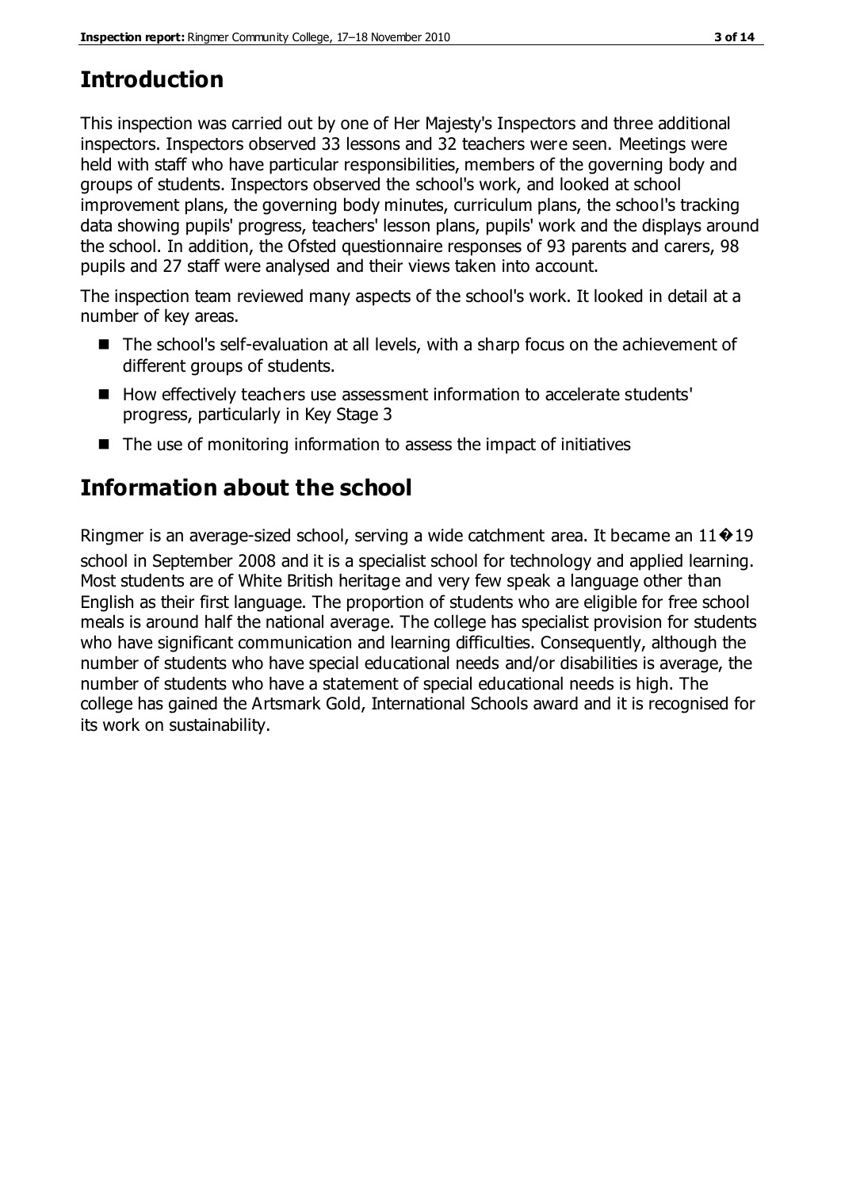## Introduction

This inspection was carried out by one of Her Majesty's Inspectors and three additional inspectors. Inspectors observed 33 lessons and 32 teachers were seen. Meetings were held with staff who have particular responsibilities, members of the governing body and groups of students. Inspectors observed the school's work, and looked at school improvement plans, the governing body minutes, curriculum plans, the school's tracking data showing pupils' progress, teachers' lesson plans, pupils' work and the displays around the school. In addition, the Ofsted questionnaire responses of 93 parents and carers, 98 pupils and 27 staff were analysed and their views taken into account.

The inspection team reviewed many aspects of the school's work. It looked in detail at a number of key areas.

- The school's self-evaluation at all levels, with a sharp focus on the achievement of different groups of students.
- How effectively teachers use assessment information to accelerate students' progress, particularly in Key Stage 3
- The use of monitoring information to assess the impact of initiatives

## Information about the school

Ringmer is an average-sized school, serving a wide catchment area. It became an 11�19 school in September 2008 and it is a specialist school for technology and applied learning. Most students are of White British heritage and very few speak a language other than English as their first language. The proportion of students who are eligible for free school meals is around half the national average. The college has specialist provision for students who have significant communication and learning difficulties. Consequently, although the number of students who have special educational needs and/or disabilities is average, the number of students who have a statement of special educational needs is high. The college has gained the Artsmark Gold, International Schools award and it is recognised for its work on sustainability.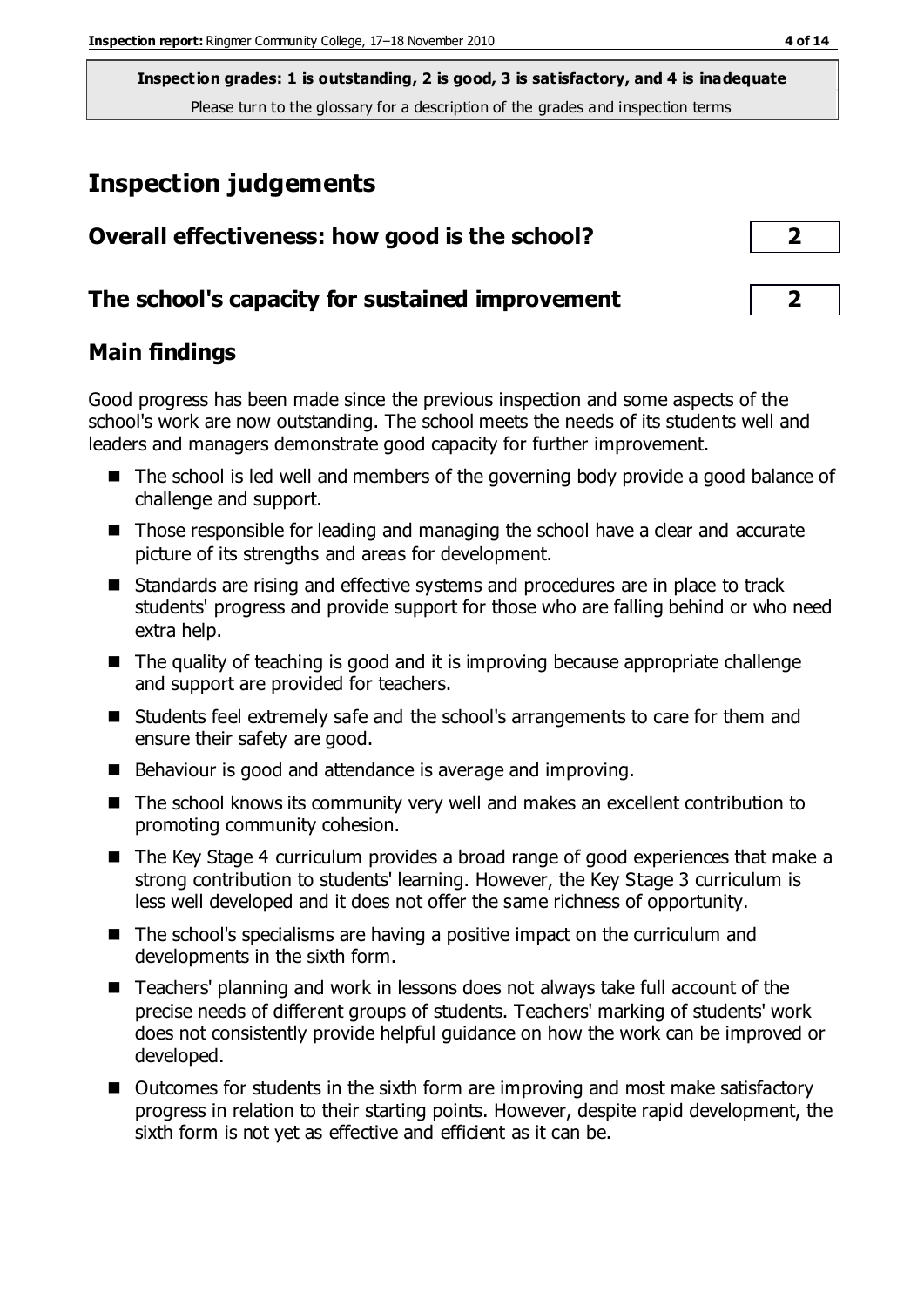**Inspection grades: 1 is outstanding, 2 is good, 3 is satisfactory, and 4 is inadequate**
Please turn to the glossary for a description of the grades and inspection terms

# Inspection judgements

## Overall effectiveness: how good is the school? 2

## The school's capacity for sustained improvement 2

## Main findings

Good progress has been made since the previous inspection and some aspects of the school's work are now outstanding. The school meets the needs of its students well and leaders and managers demonstrate good capacity for further improvement.

- The school is led well and members of the governing body provide a good balance of challenge and support.
- Those responsible for leading and managing the school have a clear and accurate picture of its strengths and areas for development.
- Standards are rising and effective systems and procedures are in place to track students' progress and provide support for those who are falling behind or who need extra help.
- The quality of teaching is good and it is improving because appropriate challenge and support are provided for teachers.
- Students feel extremely safe and the school's arrangements to care for them and ensure their safety are good.
- Behaviour is good and attendance is average and improving.
- The school knows its community very well and makes an excellent contribution to promoting community cohesion.
- The Key Stage 4 curriculum provides a broad range of good experiences that make a strong contribution to students' learning. However, the Key Stage 3 curriculum is less well developed and it does not offer the same richness of opportunity.
- The school's specialisms are having a positive impact on the curriculum and developments in the sixth form.
- Teachers' planning and work in lessons does not always take full account of the precise needs of different groups of students. Teachers' marking of students' work does not consistently provide helpful guidance on how the work can be improved or developed.
- Outcomes for students in the sixth form are improving and most make satisfactory progress in relation to their starting points. However, despite rapid development, the sixth form is not yet as effective and efficient as it can be.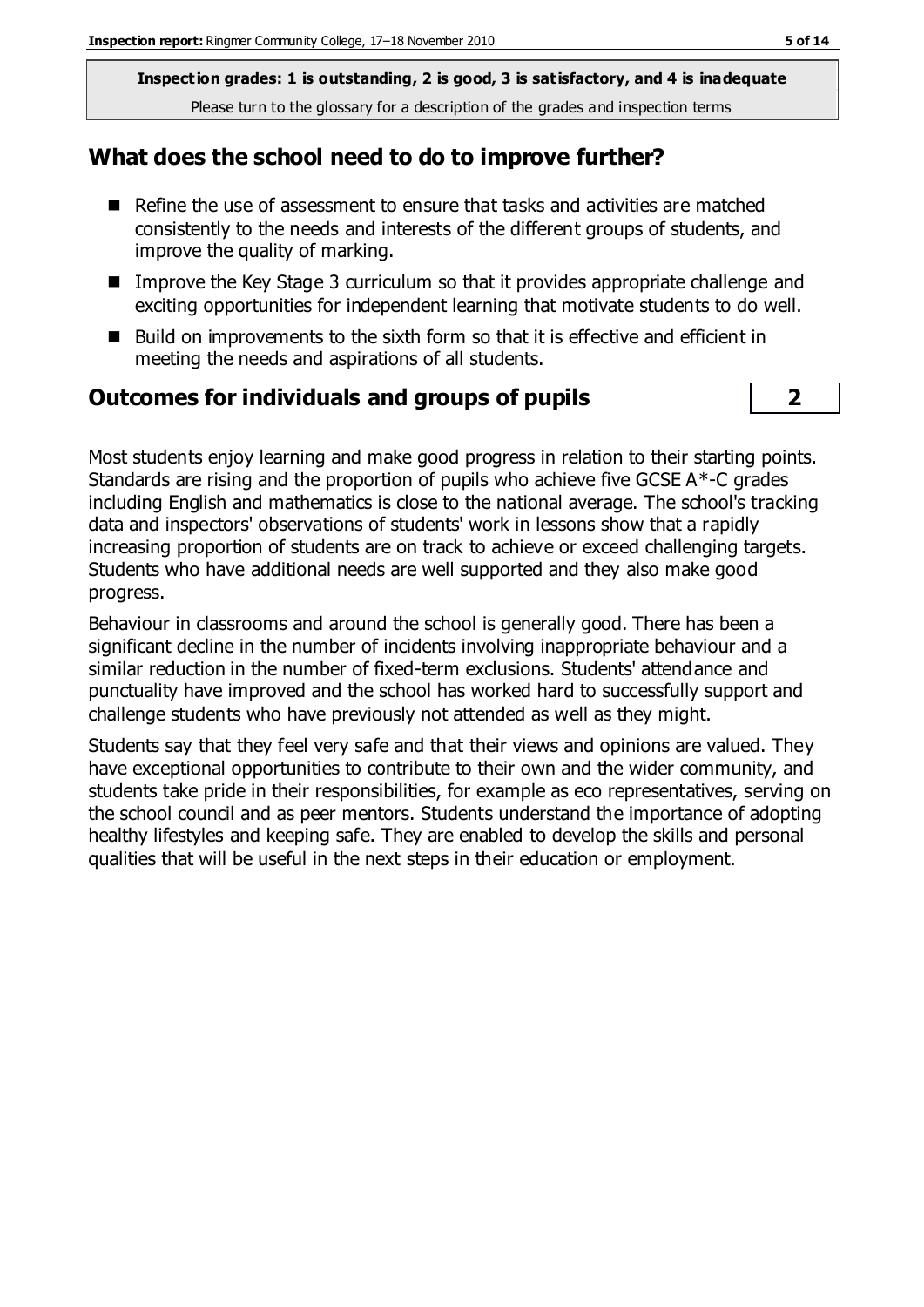**Inspection grades: 1 is outstanding, 2 is good, 3 is satisfactory, and 4 is inadequate**
Please turn to the glossary for a description of the grades and inspection terms

## What does the school need to do to improve further?

- Refine the use of assessment to ensure that tasks and activities are matched consistently to the needs and interests of the different groups of students, and improve the quality of marking.
- Improve the Key Stage 3 curriculum so that it provides appropriate challenge and exciting opportunities for independent learning that motivate students to do well.
- Build on improvements to the sixth form so that it is effective and efficient in meeting the needs and aspirations of all students.

## Outcomes for individuals and groups of pupils — 2

Most students enjoy learning and make good progress in relation to their starting points. Standards are rising and the proportion of pupils who achieve five GCSE A*-C grades including English and mathematics is close to the national average. The school's tracking data and inspectors' observations of students' work in lessons show that a rapidly increasing proportion of students are on track to achieve or exceed challenging targets. Students who have additional needs are well supported and they also make good progress.

Behaviour in classrooms and around the school is generally good. There has been a significant decline in the number of incidents involving inappropriate behaviour and a similar reduction in the number of fixed-term exclusions. Students' attendance and punctuality have improved and the school has worked hard to successfully support and challenge students who have previously not attended as well as they might.

Students say that they feel very safe and that their views and opinions are valued. They have exceptional opportunities to contribute to their own and the wider community, and students take pride in their responsibilities, for example as eco representatives, serving on the school council and as peer mentors. Students understand the importance of adopting healthy lifestyles and keeping safe. They are enabled to develop the skills and personal qualities that will be useful in the next steps in their education or employment.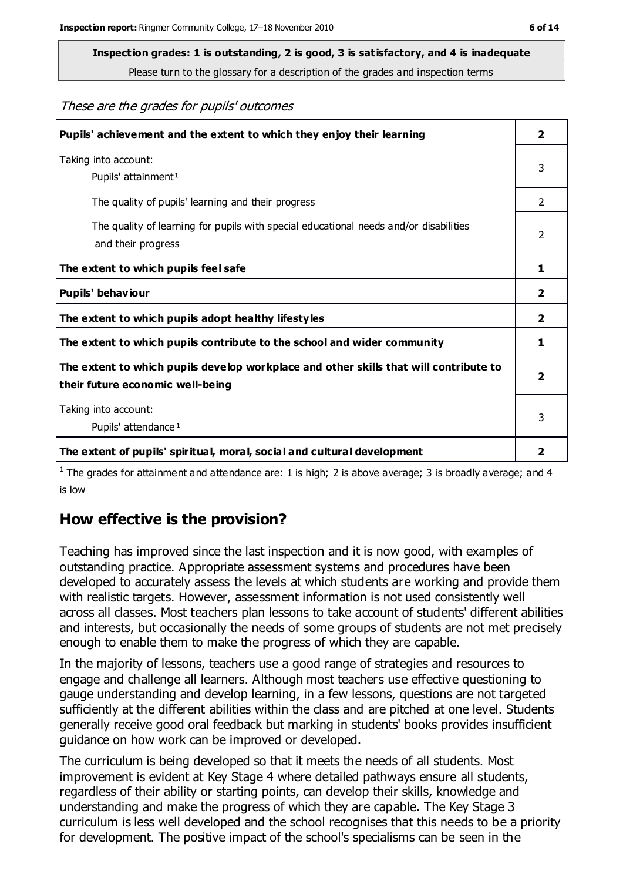**Inspection grades: 1 is outstanding, 2 is good, 3 is satisfactory, and 4 is inadequate**
Please turn to the glossary for a description of the grades and inspection terms

*These are the grades for pupils' outcomes*

| | |
|---|---|
| **Pupils' achievement and the extent to which they enjoy their learning** | **2** |
| Taking into account: Pupils' attainment[1] | 3 |
| The quality of pupils' learning and their progress | 2 |
| The quality of learning for pupils with special educational needs and/or disabilities and their progress | 2 |
| **The extent to which pupils feel safe** | **1** |
| **Pupils' behaviour** | **2** |
| **The extent to which pupils adopt healthy lifestyles** | **2** |
| **The extent to which pupils contribute to the school and wider community** | **1** |
| **The extent to which pupils develop workplace and other skills that will contribute to their future economic well-being** | **2** |
| Taking into account: Pupils' attendance[1] | 3 |
| **The extent of pupils' spiritual, moral, social and cultural development** | **2** |

[1] The grades for attainment and attendance are: 1 is high; 2 is above average; 3 is broadly average; and 4 is low

## How effective is the provision?

Teaching has improved since the last inspection and it is now good, with examples of outstanding practice. Appropriate assessment systems and procedures have been developed to accurately assess the levels at which students are working and provide them with realistic targets. However, assessment information is not used consistently well across all classes. Most teachers plan lessons to take account of students' different abilities and interests, but occasionally the needs of some groups of students are not met precisely enough to enable them to make the progress of which they are capable.

In the majority of lessons, teachers use a good range of strategies and resources to engage and challenge all learners. Although most teachers use effective questioning to gauge understanding and develop learning, in a few lessons, questions are not targeted sufficiently at the different abilities within the class and are pitched at one level. Students generally receive good oral feedback but marking in students' books provides insufficient guidance on how work can be improved or developed.

The curriculum is being developed so that it meets the needs of all students. Most improvement is evident at Key Stage 4 where detailed pathways ensure all students, regardless of their ability or starting points, can develop their skills, knowledge and understanding and make the progress of which they are capable. The Key Stage 3 curriculum is less well developed and the school recognises that this needs to be a priority for development. The positive impact of the school's specialisms can be seen in the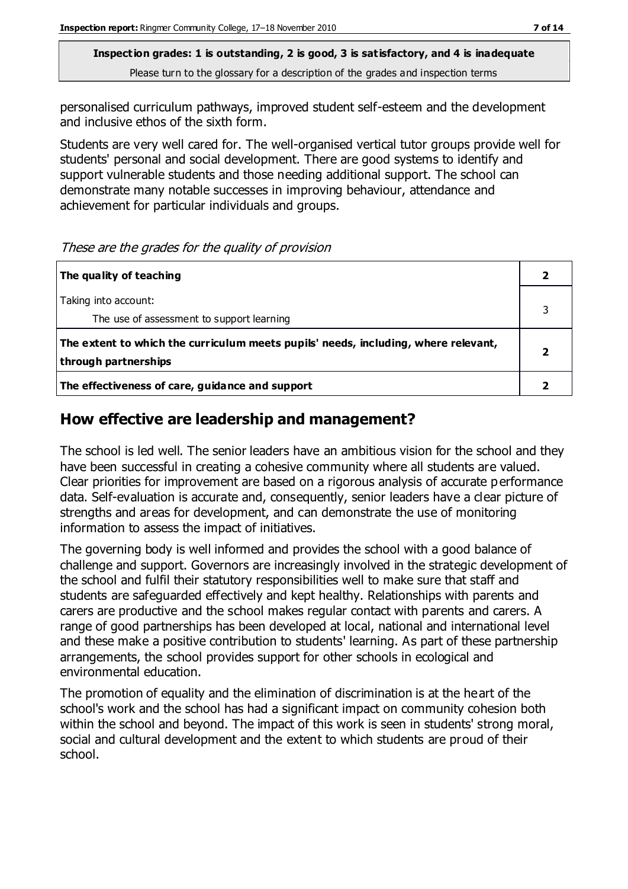personalised curriculum pathways, improved student self-esteem and the development and inclusive ethos of the sixth form.

Students are very well cared for. The well-organised vertical tutor groups provide well for students' personal and social development. There are good systems to identify and support vulnerable students and those needing additional support. The school can demonstrate many notable successes in improving behaviour, attendance and achievement for particular individuals and groups.

*These are the grades for the quality of provision*

| | |
|---|---|
| **The quality of teaching** | **2** |
| Taking into account:<br>The use of assessment to support learning | 3 |
| **The extent to which the curriculum meets pupils' needs, including, where relevant, through partnerships** | **2** |
| **The effectiveness of care, guidance and support** | **2** |

## How effective are leadership and management?

The school is led well. The senior leaders have an ambitious vision for the school and they have been successful in creating a cohesive community where all students are valued. Clear priorities for improvement are based on a rigorous analysis of accurate performance data. Self-evaluation is accurate and, consequently, senior leaders have a clear picture of strengths and areas for development, and can demonstrate the use of monitoring information to assess the impact of initiatives.

The governing body is well informed and provides the school with a good balance of challenge and support. Governors are increasingly involved in the strategic development of the school and fulfil their statutory responsibilities well to make sure that staff and students are safeguarded effectively and kept healthy. Relationships with parents and carers are productive and the school makes regular contact with parents and carers. A range of good partnerships has been developed at local, national and international level and these make a positive contribution to students' learning. As part of these partnership arrangements, the school provides support for other schools in ecological and environmental education.

The promotion of equality and the elimination of discrimination is at the heart of the school's work and the school has had a significant impact on community cohesion both within the school and beyond. The impact of this work is seen in students' strong moral, social and cultural development and the extent to which students are proud of their school.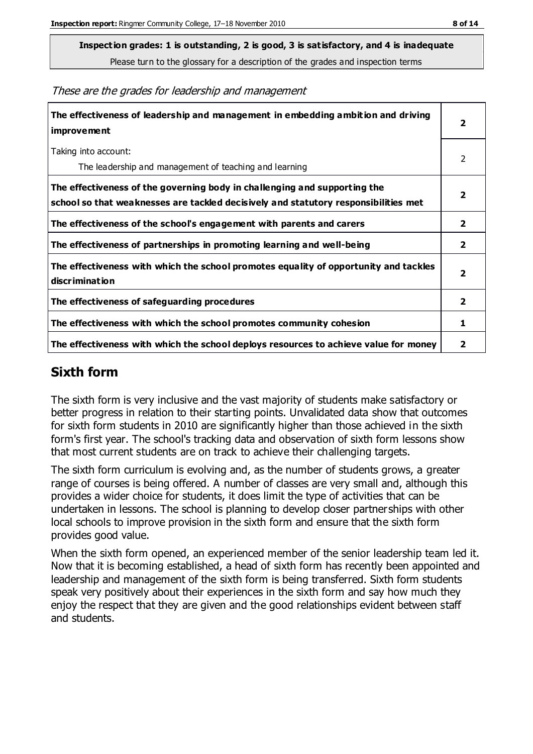**Inspection grades: 1 is outstanding, 2 is good, 3 is satisfactory, and 4 is inadequate**
Please turn to the glossary for a description of the grades and inspection terms

*These are the grades for leadership and management*

| | |
|---|---|
| **The effectiveness of leadership and management in embedding ambition and driving improvement** | **2** |
| Taking into account:<br>The leadership and management of teaching and learning | 2 |
| **The effectiveness of the governing body in challenging and supporting the school so that weaknesses are tackled decisively and statutory responsibilities met** | **2** |
| **The effectiveness of the school's engagement with parents and carers** | **2** |
| **The effectiveness of partnerships in promoting learning and well-being** | **2** |
| **The effectiveness with which the school promotes equality of opportunity and tackles discrimination** | **2** |
| **The effectiveness of safeguarding procedures** | **2** |
| **The effectiveness with which the school promotes community cohesion** | **1** |
| **The effectiveness with which the school deploys resources to achieve value for money** | **2** |

## Sixth form

The sixth form is very inclusive and the vast majority of students make satisfactory or better progress in relation to their starting points. Unvalidated data show that outcomes for sixth form students in 2010 are significantly higher than those achieved in the sixth form's first year. The school's tracking data and observation of sixth form lessons show that most current students are on track to achieve their challenging targets.

The sixth form curriculum is evolving and, as the number of students grows, a greater range of courses is being offered. A number of classes are very small and, although this provides a wider choice for students, it does limit the type of activities that can be undertaken in lessons. The school is planning to develop closer partnerships with other local schools to improve provision in the sixth form and ensure that the sixth form provides good value.

When the sixth form opened, an experienced member of the senior leadership team led it. Now that it is becoming established, a head of sixth form has recently been appointed and leadership and management of the sixth form is being transferred. Sixth form students speak very positively about their experiences in the sixth form and say how much they enjoy the respect that they are given and the good relationships evident between staff and students.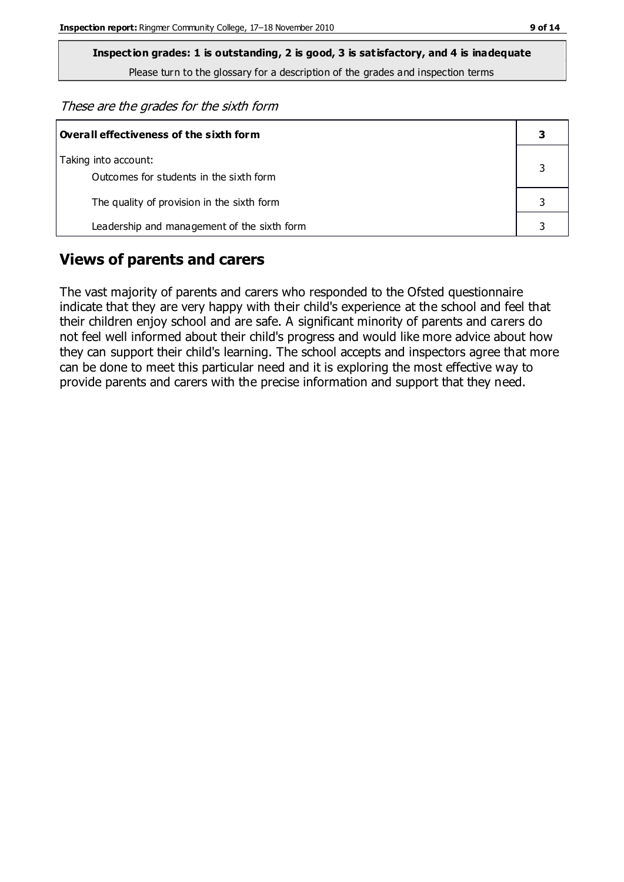**Inspection grades: 1 is outstanding, 2 is good, 3 is satisfactory, and 4 is inadequate**
Please turn to the glossary for a description of the grades and inspection terms

*These are the grades for the sixth form*

| **Overall effectiveness of the sixth form** | **3** |
|---|---|
| Taking into account:<br>Outcomes for students in the sixth form | 3 |
| The quality of provision in the sixth form | 3 |
| Leadership and management of the sixth form | 3 |

## Views of parents and carers

The vast majority of parents and carers who responded to the Ofsted questionnaire indicate that they are very happy with their child's experience at the school and feel that their children enjoy school and are safe. A significant minority of parents and carers do not feel well informed about their child's progress and would like more advice about how they can support their child's learning. The school accepts and inspectors agree that more can be done to meet this particular need and it is exploring the most effective way to provide parents and carers with the precise information and support that they need.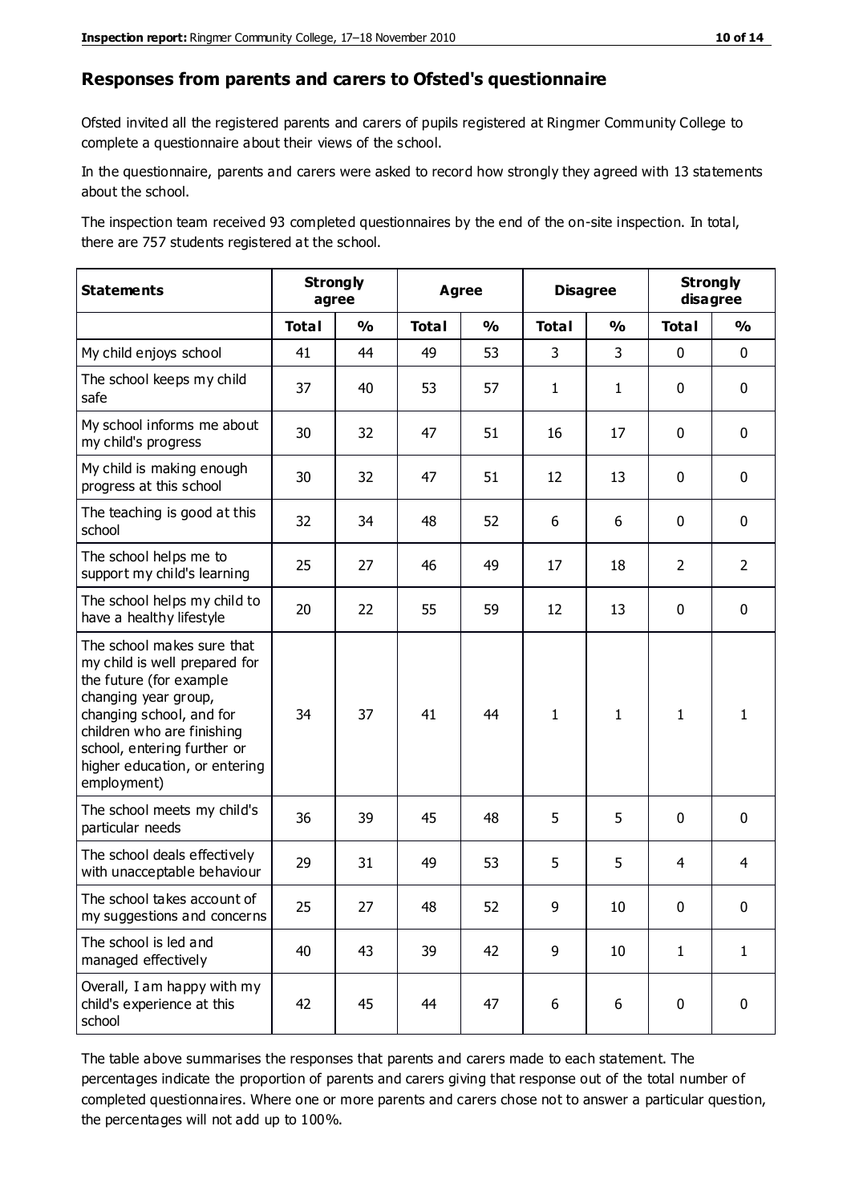## Responses from parents and carers to Ofsted's questionnaire

Ofsted invited all the registered parents and carers of pupils registered at Ringmer Community College to complete a questionnaire about their views of the school.

In the questionnaire, parents and carers were asked to record how strongly they agreed with 13 statements about the school.

The inspection team received 93 completed questionnaires by the end of the on-site inspection. In total, there are 757 students registered at the school.

| Statements | Strongly agree | | Agree | | Disagree | | Strongly disagree | |
|---|---|---|---|---|---|---|---|---|
| | Total | % | Total | % | Total | % | Total | % |
| My child enjoys school | 41 | 44 | 49 | 53 | 3 | 3 | 0 | 0 |
| The school keeps my child safe | 37 | 40 | 53 | 57 | 1 | 1 | 0 | 0 |
| My school informs me about my child's progress | 30 | 32 | 47 | 51 | 16 | 17 | 0 | 0 |
| My child is making enough progress at this school | 30 | 32 | 47 | 51 | 12 | 13 | 0 | 0 |
| The teaching is good at this school | 32 | 34 | 48 | 52 | 6 | 6 | 0 | 0 |
| The school helps me to support my child's learning | 25 | 27 | 46 | 49 | 17 | 18 | 2 | 2 |
| The school helps my child to have a healthy lifestyle | 20 | 22 | 55 | 59 | 12 | 13 | 0 | 0 |
| The school makes sure that my child is well prepared for the future (for example changing year group, changing school, and for children who are finishing school, entering further or higher education, or entering employment) | 34 | 37 | 41 | 44 | 1 | 1 | 1 | 1 |
| The school meets my child's particular needs | 36 | 39 | 45 | 48 | 5 | 5 | 0 | 0 |
| The school deals effectively with unacceptable behaviour | 29 | 31 | 49 | 53 | 5 | 5 | 4 | 4 |
| The school takes account of my suggestions and concerns | 25 | 27 | 48 | 52 | 9 | 10 | 0 | 0 |
| The school is led and managed effectively | 40 | 43 | 39 | 42 | 9 | 10 | 1 | 1 |
| Overall, I am happy with my child's experience at this school | 42 | 45 | 44 | 47 | 6 | 6 | 0 | 0 |

The table above summarises the responses that parents and carers made to each statement. The percentages indicate the proportion of parents and carers giving that response out of the total number of completed questionnaires. Where one or more parents and carers chose not to answer a particular question, the percentages will not add up to 100%.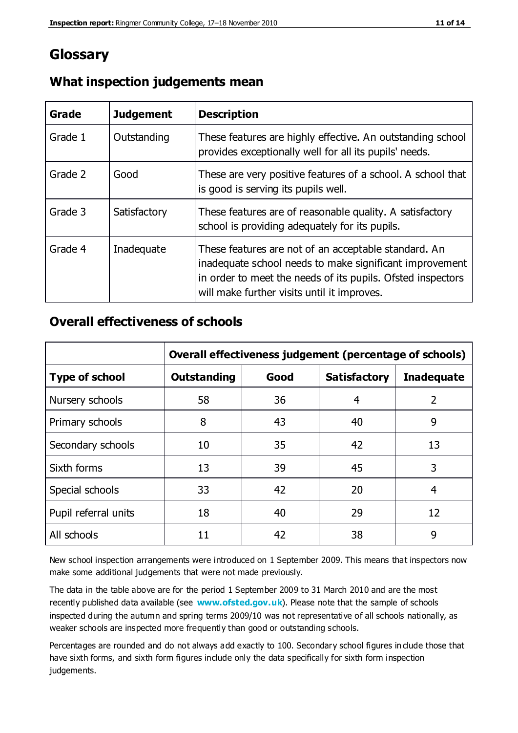# Glossary

## What inspection judgements mean

| Grade | Judgement | Description |
|---|---|---|
| Grade 1 | Outstanding | These features are highly effective. An outstanding school provides exceptionally well for all its pupils' needs. |
| Grade 2 | Good | These are very positive features of a school. A school that is good is serving its pupils well. |
| Grade 3 | Satisfactory | These features are of reasonable quality. A satisfactory school is providing adequately for its pupils. |
| Grade 4 | Inadequate | These features are not of an acceptable standard. An inadequate school needs to make significant improvement in order to meet the needs of its pupils. Ofsted inspectors will make further visits until it improves. |

## Overall effectiveness of schools

| | Overall effectiveness judgement (percentage of schools) | | | |
|---|---|---|---|---|
| **Type of school** | **Outstanding** | **Good** | **Satisfactory** | **Inadequate** |
| Nursery schools | 58 | 36 | 4 | 2 |
| Primary schools | 8 | 43 | 40 | 9 |
| Secondary schools | 10 | 35 | 42 | 13 |
| Sixth forms | 13 | 39 | 45 | 3 |
| Special schools | 33 | 42 | 20 | 4 |
| Pupil referral units | 18 | 40 | 29 | 12 |
| All schools | 11 | 42 | 38 | 9 |

New school inspection arrangements were introduced on 1 September 2009. This means that inspectors now make some additional judgements that were not made previously.

The data in the table above are for the period 1 September 2009 to 31 March 2010 and are the most recently published data available (see **www.ofsted.gov.uk**). Please note that the sample of schools inspected during the autumn and spring terms 2009/10 was not representative of all schools nationally, as weaker schools are inspected more frequently than good or outstanding schools.

Percentages are rounded and do not always add exactly to 100. Secondary school figures include those that have sixth forms, and sixth form figures include only the data specifically for sixth form inspection judgements.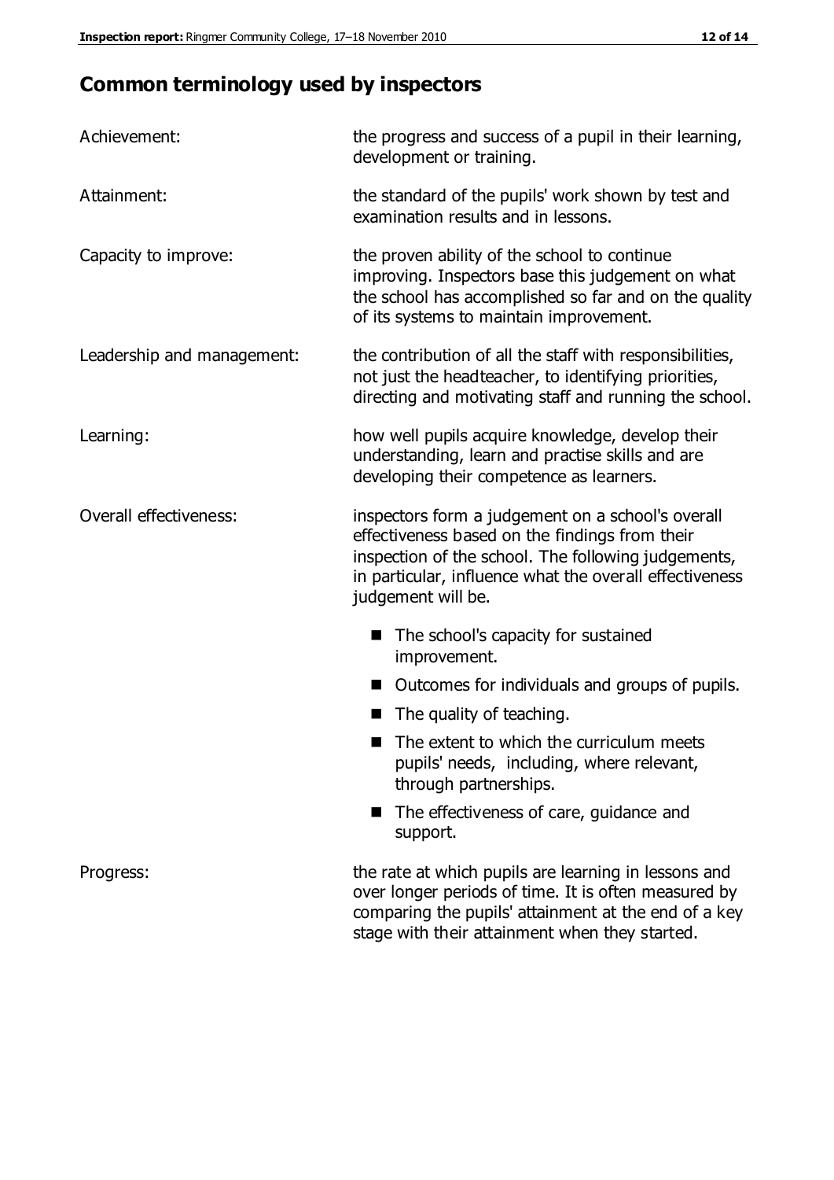## Common terminology used by inspectors

| | |
|---|---|
| Achievement: | the progress and success of a pupil in their learning, development or training. |
| Attainment: | the standard of the pupils' work shown by test and examination results and in lessons. |
| Capacity to improve: | the proven ability of the school to continue improving. Inspectors base this judgement on what the school has accomplished so far and on the quality of its systems to maintain improvement. |
| Leadership and management: | the contribution of all the staff with responsibilities, not just the headteacher, to identifying priorities, directing and motivating staff and running the school. |
| Learning: | how well pupils acquire knowledge, develop their understanding, learn and practise skills and are developing their competence as learners. |
| Overall effectiveness: | inspectors form a judgement on a school's overall effectiveness based on the findings from their inspection of the school. The following judgements, in particular, influence what the overall effectiveness judgement will be. <br>■ The school's capacity for sustained improvement.<br>■ Outcomes for individuals and groups of pupils.<br>■ The quality of teaching.<br>■ The extent to which the curriculum meets pupils' needs, including, where relevant, through partnerships.<br>■ The effectiveness of care, guidance and support. |
| Progress: | the rate at which pupils are learning in lessons and over longer periods of time. It is often measured by comparing the pupils' attainment at the end of a key stage with their attainment when they started. |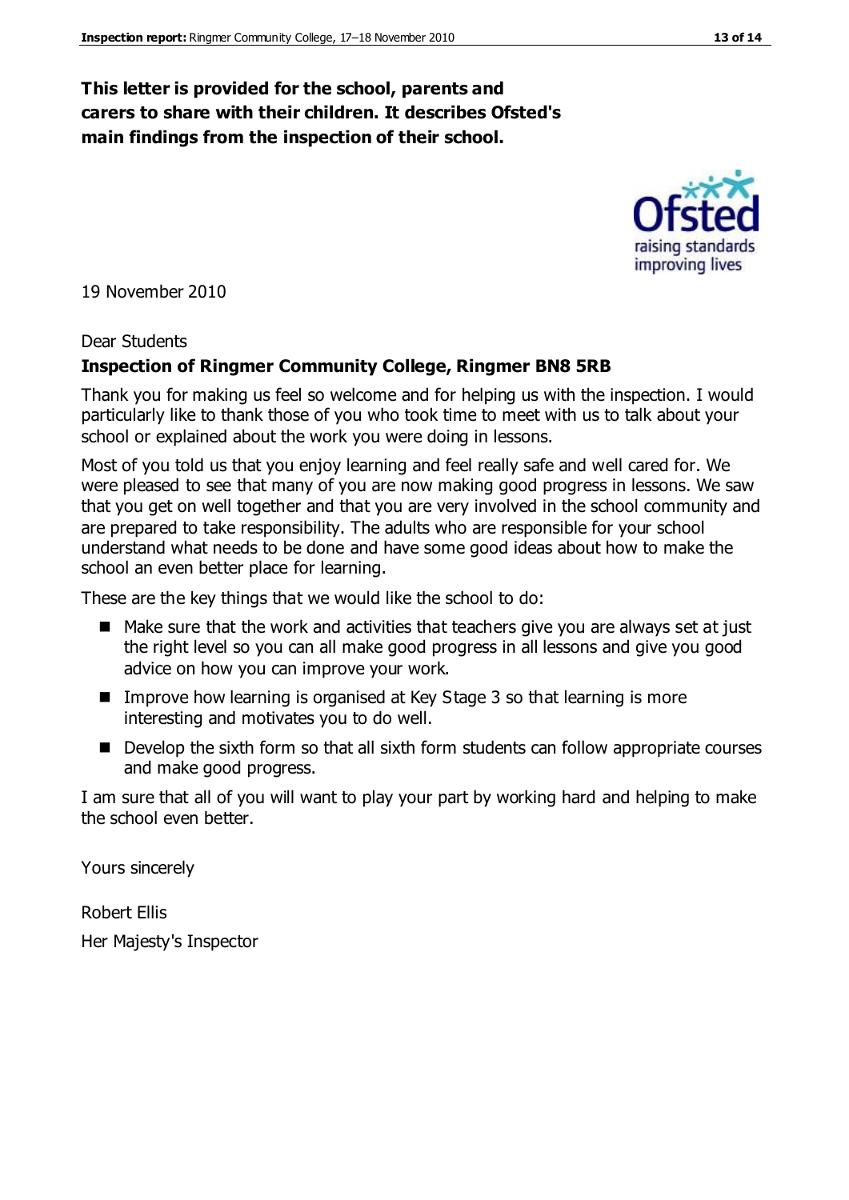**This letter is provided for the school, parents and carers to share with their children. It describes Ofsted's main findings from the inspection of their school.**

19 November 2010

Dear Students

**Inspection of Ringmer Community College, Ringmer BN8 5RB**

Thank you for making us feel so welcome and for helping us with the inspection. I would particularly like to thank those of you who took time to meet with us to talk about your school or explained about the work you were doing in lessons.

Most of you told us that you enjoy learning and feel really safe and well cared for. We were pleased to see that many of you are now making good progress in lessons. We saw that you get on well together and that you are very involved in the school community and are prepared to take responsibility. The adults who are responsible for your school understand what needs to be done and have some good ideas about how to make the school an even better place for learning.

These are the key things that we would like the school to do:

- Make sure that the work and activities that teachers give you are always set at just the right level so you can all make good progress in all lessons and give you good advice on how you can improve your work.
- Improve how learning is organised at Key Stage 3 so that learning is more interesting and motivates you to do well.
- Develop the sixth form so that all sixth form students can follow appropriate courses and make good progress.

I am sure that all of you will want to play your part by working hard and helping to make the school even better.

Yours sincerely

Robert Ellis

Her Majesty's Inspector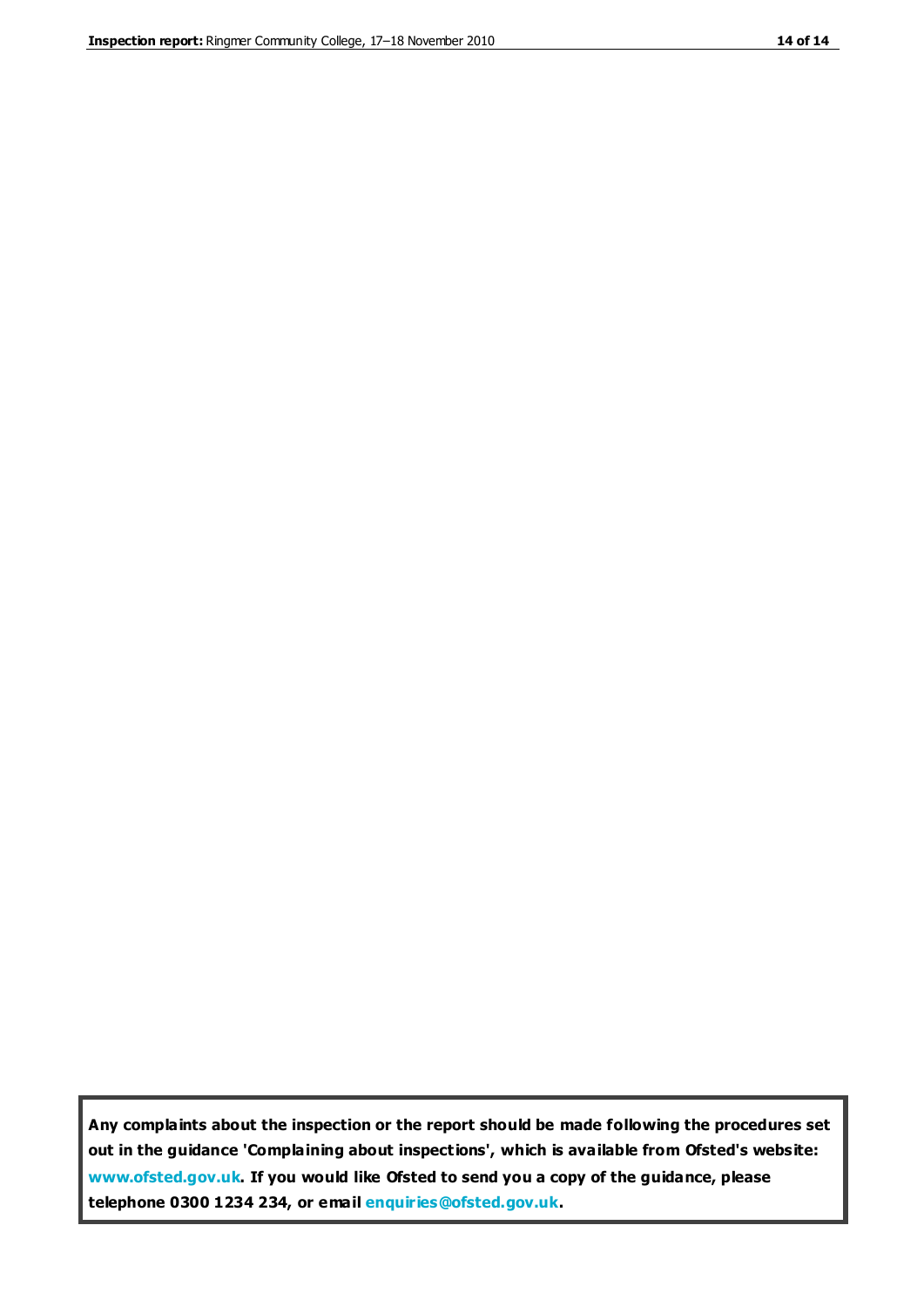**Any complaints about the inspection or the report should be made following the procedures set out in the guidance 'Complaining about inspections', which is available from Ofsted's website: www.ofsted.gov.uk. If you would like Ofsted to send you a copy of the guidance, please telephone 0300 1234 234, or email enquiries@ofsted.gov.uk.**